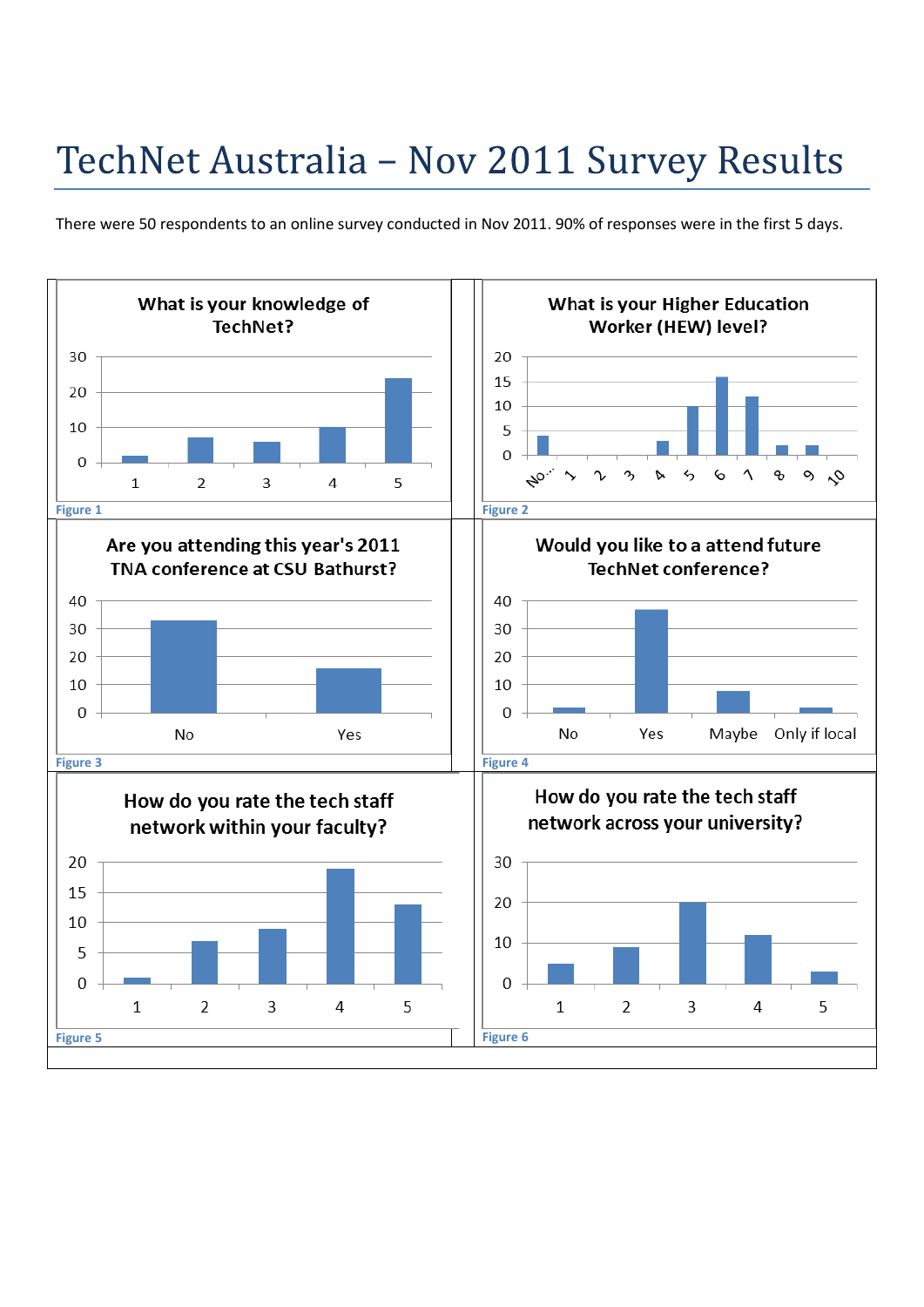# TechNet Australia – Nov 2011 Survey Results

There were 50 respondents to an online survey conducted in Nov 2011. 90% of responses were in the first 5 days.

**What is your knowledge of TechNet?**

Figure 1

**What is your Higher Education Worker (HEW) level?**

Figure 2

**Are you attending this year's 2011 TNA conference at CSU Bathurst?**

Figure 3

**Would you like to a attend future TechNet conference?**

Figure 4

**How do you rate the tech staff network within your faculty?**

Figure 5

**How do you rate the tech staff network across your university?**

Figure 6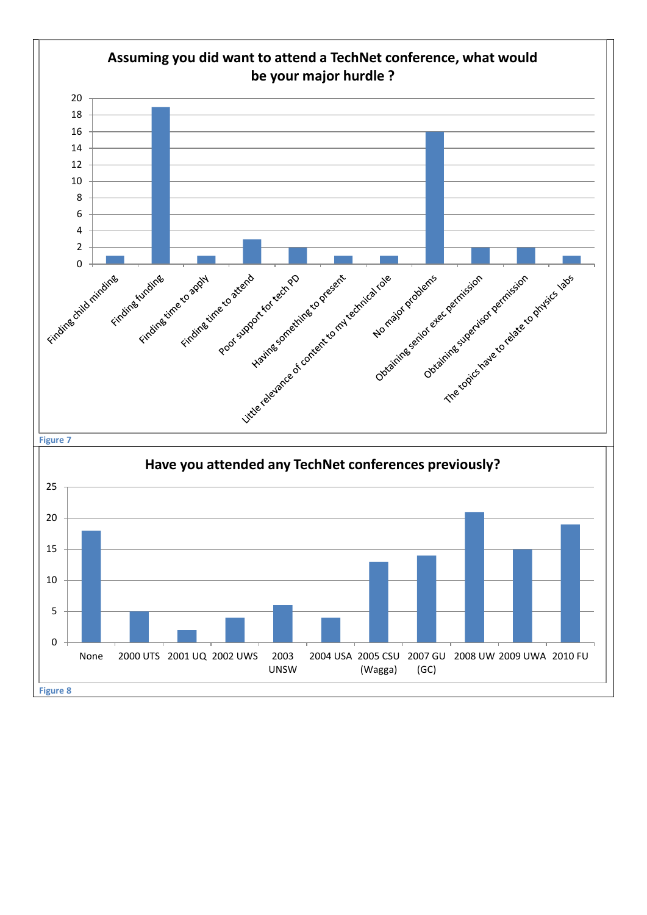**Assuming you did want to attend a TechNet conference, what would be your major hurdle ?**

| Hurdle | Count |
|---|---|
| Finding child minding | 1 |
| Finding funding | 19 |
| Finding time to apply | 1 |
| Finding time to attend | 3 |
| Poor support for tech PD | 2 |
| Having something to present | 1 |
| Little relevance of content to my technical role | 1 |
| No major problems | 16 |
| Obtaining senior exec permission | 2 |
| Obtaining supervisor permission | 2 |
| The topics have to relate to physics labs | 1 |

Figure 7

**Have you attended any TechNet conferences previously?**

| Conference | Count |
|---|---|
| None | 18 |
| 2000 UTS | 5 |
| 2001 UQ | 2 |
| 2002 UWS | 4 |
| 2003 UNSW | 6 |
| 2004 USA | 4 |
| 2005 CSU (Wagga) | 13 |
| 2007 GU (GC) | 14 |
| 2008 UW | 21 |
| 2009 UWA | 15 |
| 2010 FU | 19 |

Figure 8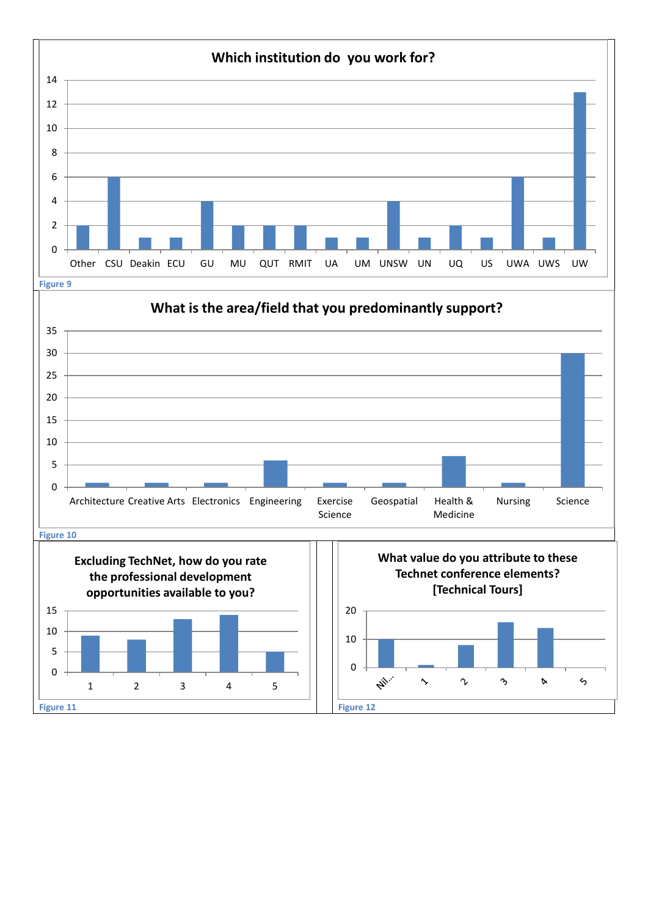**Which institution do you work for?**

| Institution | Count |
|---|---|
| Other | 2 |
| CSU | 6 |
| Deakin | 1 |
| ECU | 1 |
| GU | 4 |
| MU | 2 |
| QUT | 2 |
| RMIT | 2 |
| UA | 1 |
| UM | 1 |
| UNSW | 4 |
| UN | 1 |
| UQ | 2 |
| US | 1 |
| UWA | 6 |
| UWS | 1 |
| UW | 13 |

Figure 9

**What is the area/field that you predominantly support?**

| Area/field | Count |
|---|---|
| Architecture | 1 |
| Creative Arts | 1 |
| Electronics | 1 |
| Engineering | 6 |
| Exercise Science | 1 |
| Geospatial | 1 |
| Health & Medicine | 7 |
| Nursing | 1 |
| Science | 30 |

Figure 10

**Excluding TechNet, how do you rate the professional development opportunities available to you?**

| Rating | Count |
|---|---|
| 1 | 9 |
| 2 | 8 |
| 3 | 13 |
| 4 | 14 |
| 5 | 5 |

Figure 11

**What value do you attribute to these Technet conference elements? [Technical Tours]**

| Rating | Count |
|---|---|
| Nil... | 10 |
| 1 | 1 |
| 2 | 8 |
| 3 | 16 |
| 4 | 14 |
| 5 | 0 |

Figure 12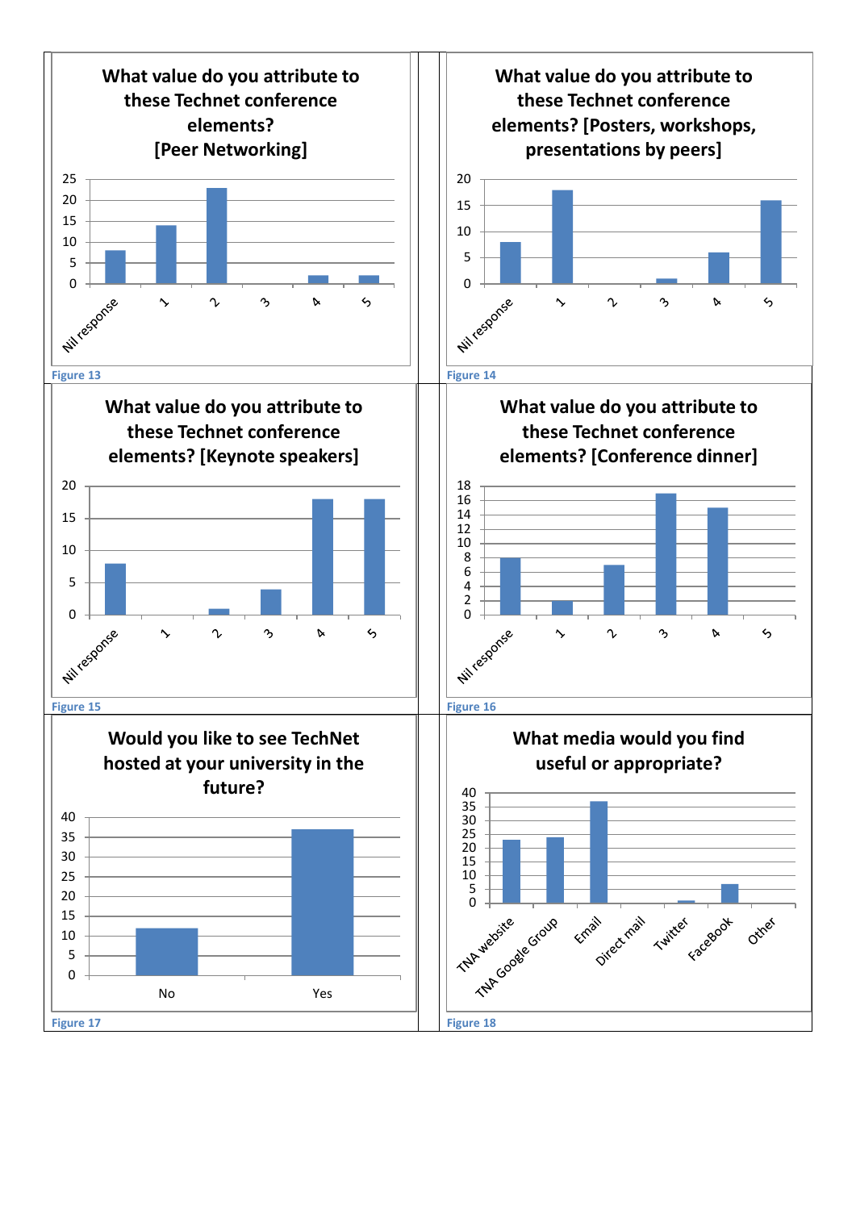**What value do you attribute to these Technet conference elements? [Peer Networking]**

| Response | Count |
|---|---|
| Nil response | 8 |
| 1 | 14 |
| 2 | 23 |
| 3 | 0 |
| 4 | 2 |
| 5 | 2 |

Figure 13

**What value do you attribute to these Technet conference elements? [Posters, workshops, presentations by peers]**

| Response | Count |
|---|---|
| Nil response | 8 |
| 1 | 18 |
| 2 | 0 |
| 3 | 1 |
| 4 | 6 |
| 5 | 16 |

Figure 14

**What value do you attribute to these Technet conference elements? [Keynote speakers]**

| Response | Count |
|---|---|
| Nil response | 8 |
| 1 | 0 |
| 2 | 1 |
| 3 | 4 |
| 4 | 18 |
| 5 | 18 |

Figure 15

**What value do you attribute to these Technet conference elements? [Conference dinner]**

| Response | Count |
|---|---|
| Nil response | 8 |
| 1 | 2 |
| 2 | 7 |
| 3 | 17 |
| 4 | 15 |
| 5 | 0 |

Figure 16

**Would you like to see TechNet hosted at your university in the future?**

| Response | Count |
|---|---|
| No | 12 |
| Yes | 37 |

Figure 17

**What media would you find useful or appropriate?**

| Media | Count |
|---|---|
| TNA website | 23 |
| TNA Google Group | 24 |
| Email | 37 |
| Direct mail | 0 |
| Twitter | 1 |
| FaceBook | 7 |
| Other | 0 |

Figure 18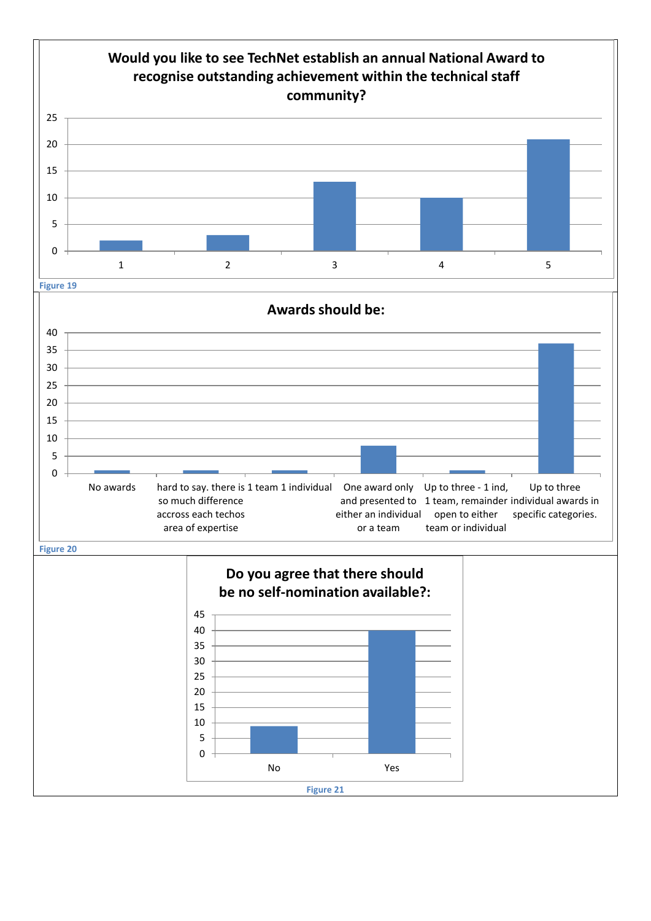**Would you like to see TechNet establish an annual National Award to recognise outstanding achievement within the technical staff community?**

| Rating | Responses |
|---|---|
| 1 | 2 |
| 2 | 3 |
| 3 | 13 |
| 4 | 10 |
| 5 | 21 |

Figure 19

**Awards should be:**

| Option | Responses |
|---|---|
| No awards | 1 |
| hard to say. there is so much difference accross each techos area of expertise | 1 |
| 1 team 1 individual | 1 |
| One award only and presented to either an individual or a team | 8 |
| Up to three - 1 ind, 1 team, remainder open to either team or individual | 1 |
| Up to three individual awards in specific categories. | 37 |

Figure 20

**Do you agree that there should be no self-nomination available?:**

| Answer | Responses |
|---|---|
| No | 9 |
| Yes | 40 |

Figure 21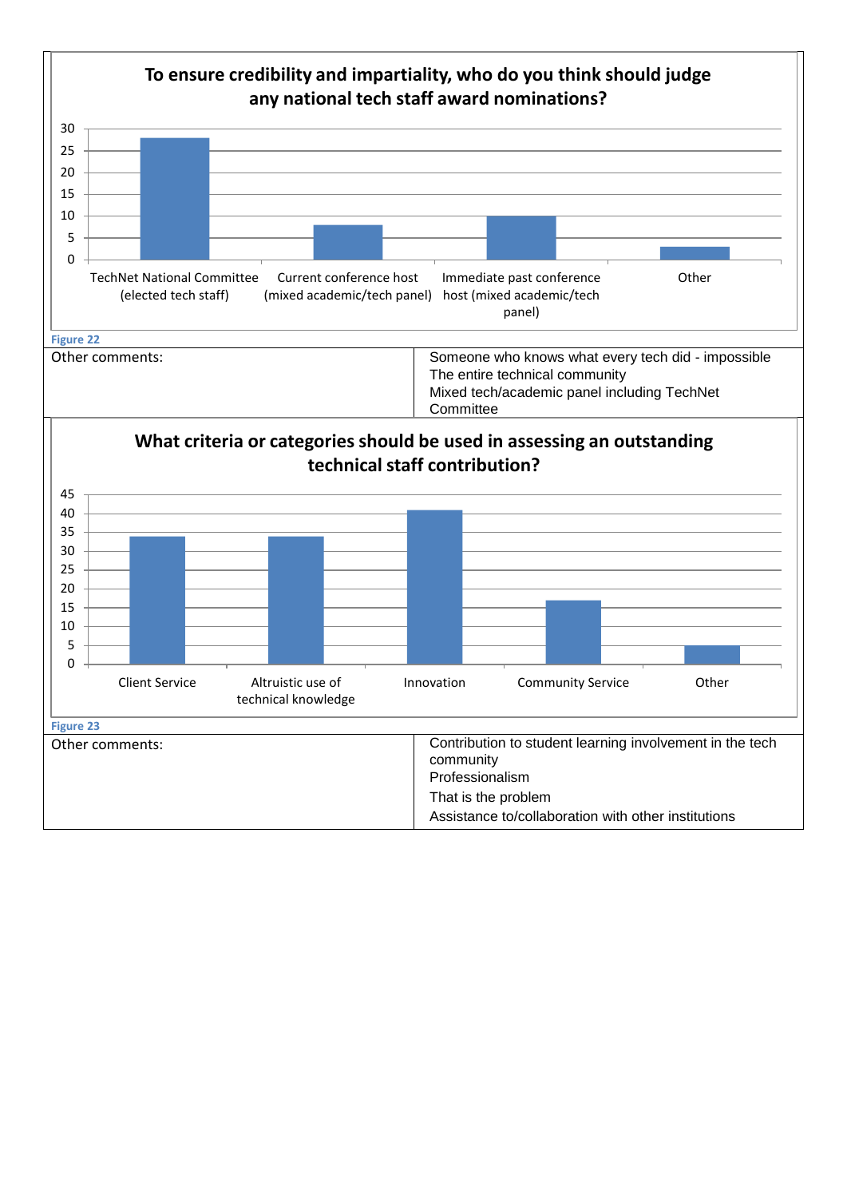**To ensure credibility and impartiality, who do you think should judge any national tech staff award nominations?**

| Response | Count |
|---|---|
| TechNet National Committee (elected tech staff) | 28 |
| Current conference host (mixed academic/tech panel) | 8 |
| Immediate past conference host (mixed academic/tech panel) | 10 |
| Other | 3 |

Figure 22

| Other comments: | Someone who knows what every tech did - impossible<br>The entire technical community<br>Mixed tech/academic panel including TechNet Committee |
|---|---|

**What criteria or categories should be used in assessing an outstanding technical staff contribution?**

| Response | Count |
|---|---|
| Client Service | 34 |
| Altruistic use of technical knowledge | 34 |
| Innovation | 41 |
| Community Service | 17 |
| Other | 5 |

Figure 23

| Other comments: | Contribution to student learning involvement in the tech community<br>Professionalism<br>That is the problem<br>Assistance to/collaboration with other institutions |
|---|---|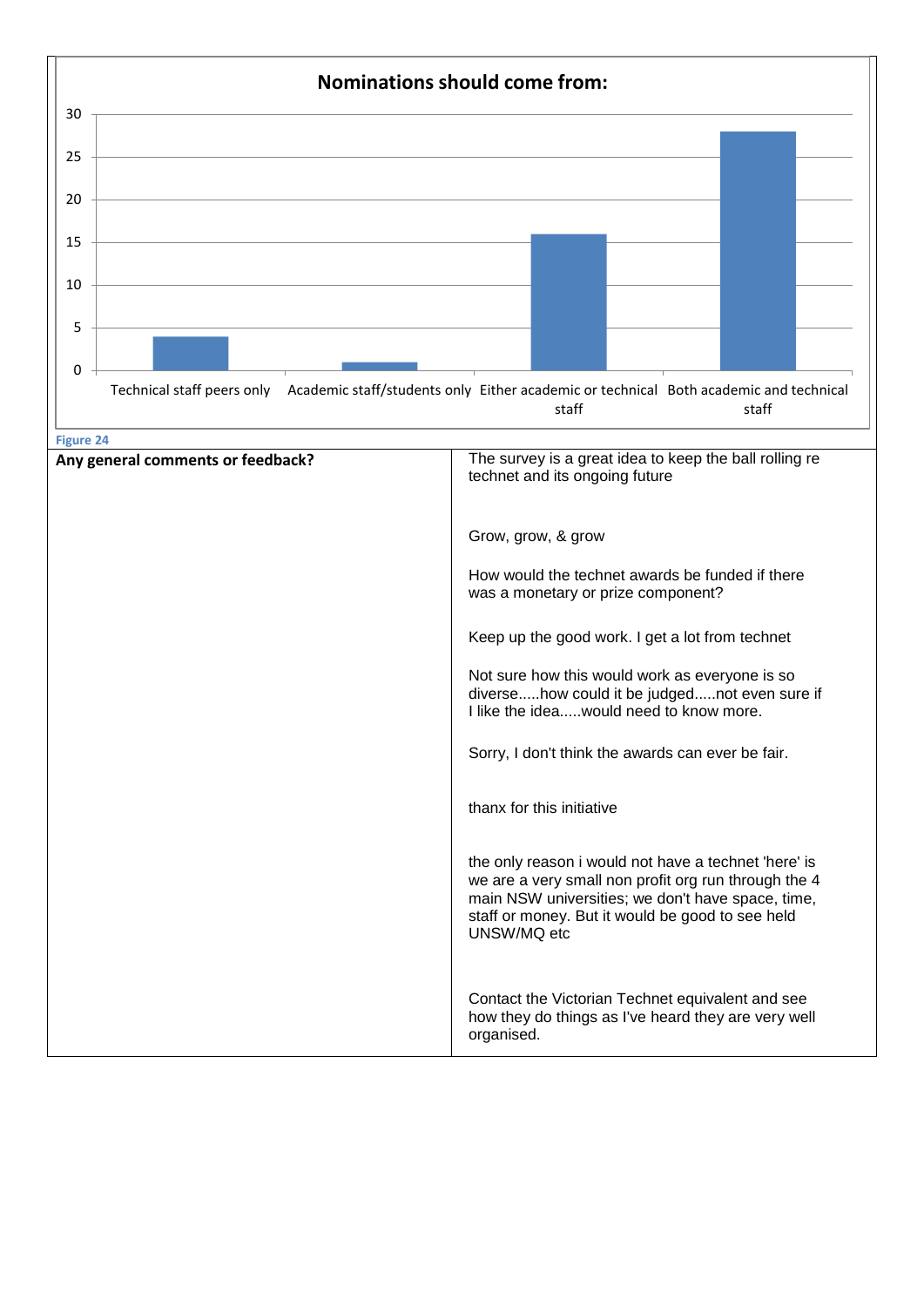Nominations should come from:

30
25
20
15
10
5
0

Technical staff peers only
Academic staff/students only
Either academic or technical staff
Both academic and technical staff

Figure 24

| | |
|---|---|
| **Any general comments or feedback?** | The survey is a great idea to keep the ball rolling re technet and its ongoing future<br><br>Grow, grow, & grow<br><br>How would the technet awards be funded if there was a monetary or prize component?<br><br>Keep up the good work. I get a lot from technet<br><br>Not sure how this would work as everyone is so diverse.....how could it be judged.....not even sure if I like the idea.....would need to know more.<br><br>Sorry, I don't think the awards can ever be fair.<br><br>thanx for this initiative<br><br>the only reason i would not have a technet 'here' is we are a very small non profit org run through the 4 main NSW universities; we don't have space, time, staff or money. But it would be good to see held UNSW/MQ etc<br><br>Contact the Victorian Technet equivalent and see how they do things as I've heard they are very well organised. |